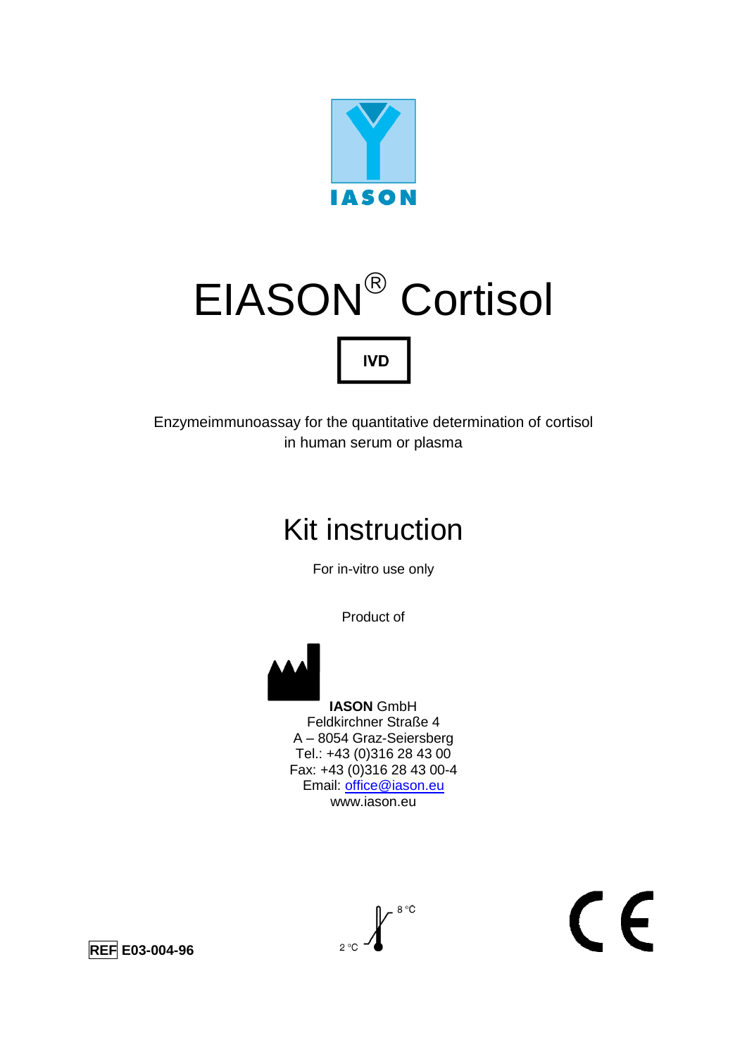IASON

# EIASON® Cortisol

**IVD**

Enzymeimmunoassay for the quantitative determination of cortisol in human serum or plasma

## Kit instruction

For in-vitro use only

Product of

**IASON** GmbH
Feldkirchner Straße 4
A – 8054 Graz-Seiersberg
Tel.: +43 (0)316 28 43 00
Fax: +43 (0)316 28 43 00-4
Email: office@iason.eu
www.iason.eu

**REF E03-004-96**

2 °C – 8 °C

CE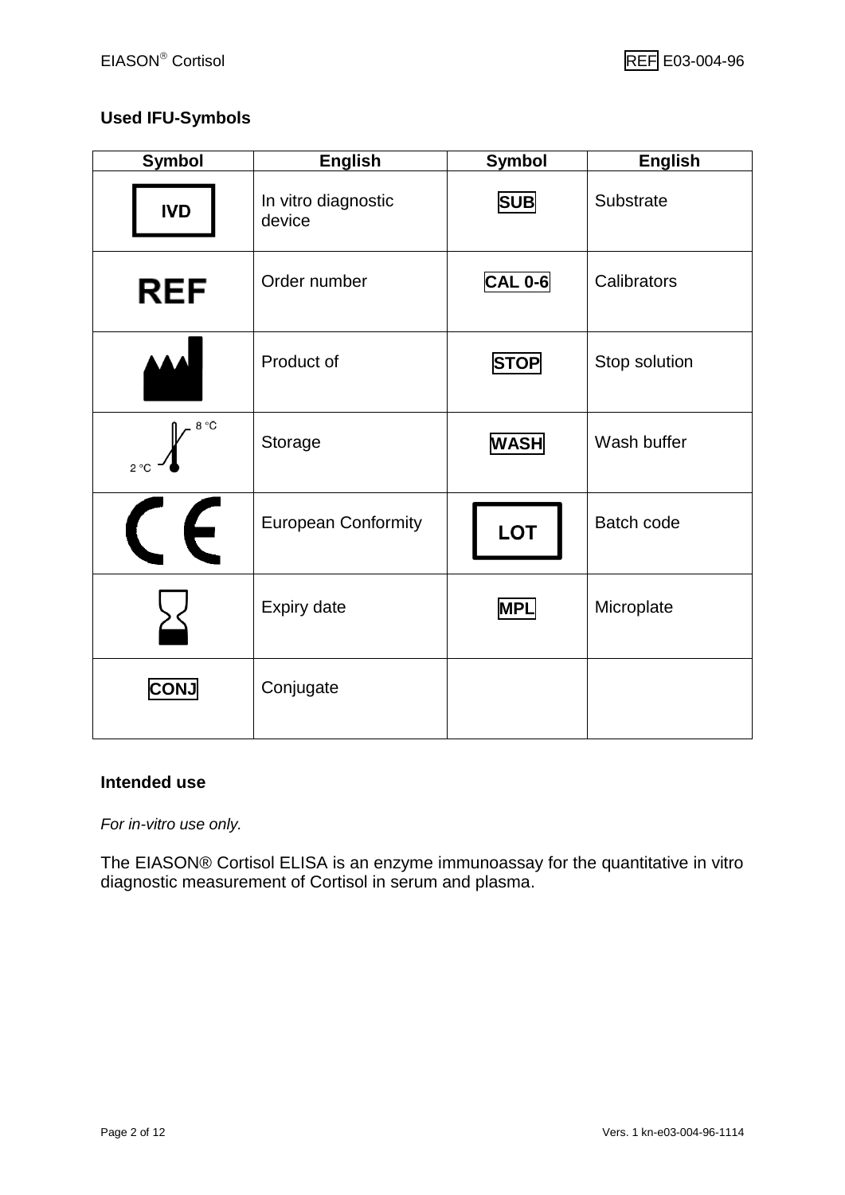## Used IFU-Symbols

| Symbol | English | Symbol | English |
|---|---|---|---|
| IVD | In vitro diagnostic device | SUB | Substrate |
| REF | Order number | CAL 0-6 | Calibrators |
| | Product of | STOP | Stop solution |
| 2 °C – 8 °C | Storage | WASH | Wash buffer |
| CE | European Conformity | LOT | Batch code |
| | Expiry date | MPL | Microplate |
| CONJ | Conjugate | | |

## Intended use

*For in-vitro use only.*

The EIASON® Cortisol ELISA is an enzyme immunoassay for the quantitative in vitro diagnostic measurement of Cortisol in serum and plasma.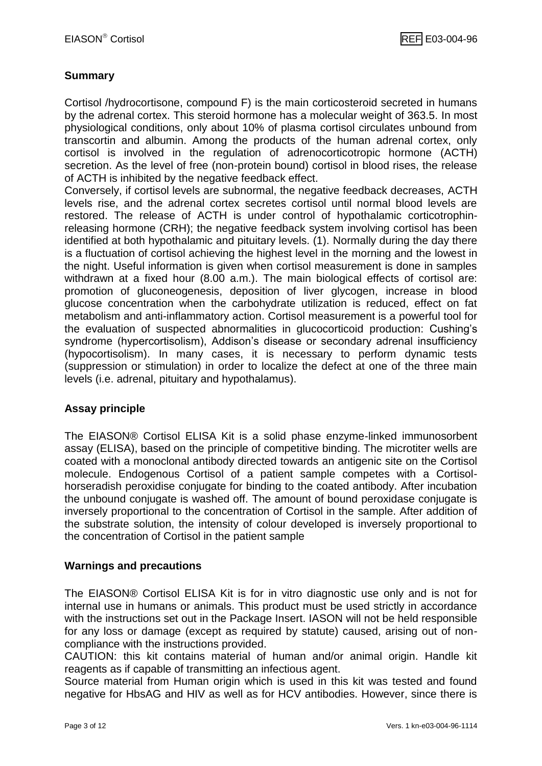## Summary

Cortisol /hydrocortisone, compound F) is the main corticosteroid secreted in humans by the adrenal cortex. This steroid hormone has a molecular weight of 363.5. In most physiological conditions, only about 10% of plasma cortisol circulates unbound from transcortin and albumin. Among the products of the human adrenal cortex, only cortisol is involved in the regulation of adrenocorticotropic hormone (ACTH) secretion. As the level of free (non-protein bound) cortisol in blood rises, the release of ACTH is inhibited by the negative feedback effect.

Conversely, if cortisol levels are subnormal, the negative feedback decreases, ACTH levels rise, and the adrenal cortex secretes cortisol until normal blood levels are restored. The release of ACTH is under control of hypothalamic corticotrophin-releasing hormone (CRH); the negative feedback system involving cortisol has been identified at both hypothalamic and pituitary levels. (1). Normally during the day there is a fluctuation of cortisol achieving the highest level in the morning and the lowest in the night. Useful information is given when cortisol measurement is done in samples withdrawn at a fixed hour (8.00 a.m.). The main biological effects of cortisol are: promotion of gluconeogenesis, deposition of liver glycogen, increase in blood glucose concentration when the carbohydrate utilization is reduced, effect on fat metabolism and anti-inflammatory action. Cortisol measurement is a powerful tool for the evaluation of suspected abnormalities in glucocorticoid production: Cushing's syndrome (hypercortisolism), Addison's disease or secondary adrenal insufficiency (hypocortisolism). In many cases, it is necessary to perform dynamic tests (suppression or stimulation) in order to localize the defect at one of the three main levels (i.e. adrenal, pituitary and hypothalamus).

## Assay principle

The EIASON® Cortisol ELISA Kit is a solid phase enzyme-linked immunosorbent assay (ELISA), based on the principle of competitive binding. The microtiter wells are coated with a monoclonal antibody directed towards an antigenic site on the Cortisol molecule. Endogenous Cortisol of a patient sample competes with a Cortisol-horseradish peroxidise conjugate for binding to the coated antibody. After incubation the unbound conjugate is washed off. The amount of bound peroxidase conjugate is inversely proportional to the concentration of Cortisol in the sample. After addition of the substrate solution, the intensity of colour developed is inversely proportional to the concentration of Cortisol in the patient sample

## Warnings and precautions

The EIASON® Cortisol ELISA Kit is for in vitro diagnostic use only and is not for internal use in humans or animals. This product must be used strictly in accordance with the instructions set out in the Package Insert. IASON will not be held responsible for any loss or damage (except as required by statute) caused, arising out of non-compliance with the instructions provided.

CAUTION: this kit contains material of human and/or animal origin. Handle kit reagents as if capable of transmitting an infectious agent.

Source material from Human origin which is used in this kit was tested and found negative for HbsAG and HIV as well as for HCV antibodies. However, since there is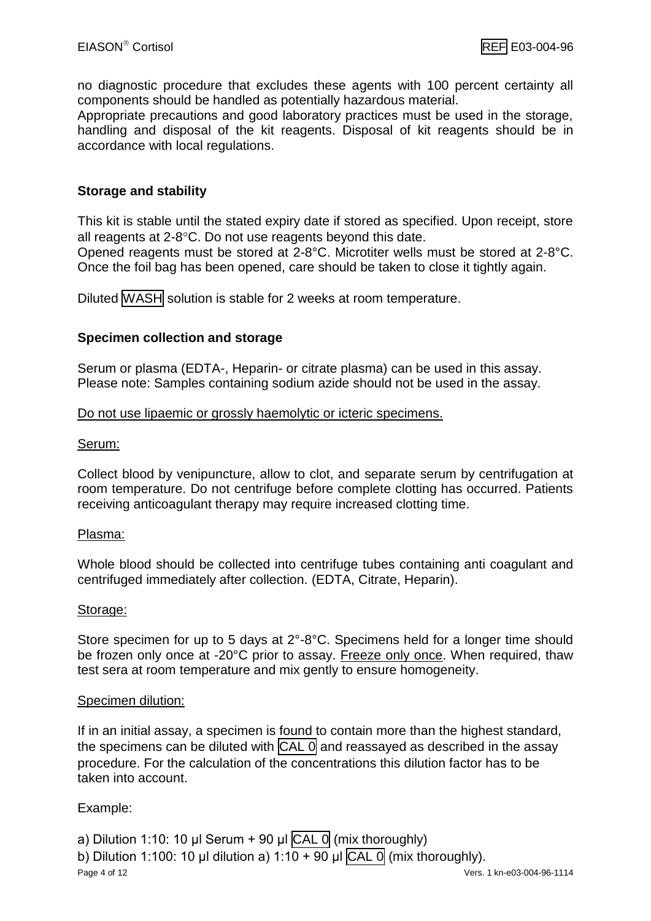no diagnostic procedure that excludes these agents with 100 percent certainty all components should be handled as potentially hazardous material.
Appropriate precautions and good laboratory practices must be used in the storage, handling and disposal of the kit reagents. Disposal of kit reagents should be in accordance with local regulations.

## Storage and stability

This kit is stable until the stated expiry date if stored as specified. Upon receipt, store all reagents at 2-8°C. Do not use reagents beyond this date.
Opened reagents must be stored at 2-8°C. Microtiter wells must be stored at 2-8°C. Once the foil bag has been opened, care should be taken to close it tightly again.

Diluted WASH solution is stable for 2 weeks at room temperature.

## Specimen collection and storage

Serum or plasma (EDTA-, Heparin- or citrate plasma) can be used in this assay.
Please note: Samples containing sodium azide should not be used in the assay.

Do not use lipaemic or grossly haemolytic or icteric specimens.

Serum:

Collect blood by venipuncture, allow to clot, and separate serum by centrifugation at room temperature. Do not centrifuge before complete clotting has occurred. Patients receiving anticoagulant therapy may require increased clotting time.

Plasma:

Whole blood should be collected into centrifuge tubes containing anti coagulant and centrifuged immediately after collection. (EDTA, Citrate, Heparin).

Storage:

Store specimen for up to 5 days at 2°-8°C. Specimens held for a longer time should be frozen only once at -20°C prior to assay. Freeze only once. When required, thaw test sera at room temperature and mix gently to ensure homogeneity.

Specimen dilution:

If in an initial assay, a specimen is found to contain more than the highest standard, the specimens can be diluted with CAL 0 and reassayed as described in the assay procedure. For the calculation of the concentrations this dilution factor has to be taken into account.

Example:

a) Dilution 1:10: 10 µl Serum + 90 µl CAL 0 (mix thoroughly)
b) Dilution 1:100: 10 µl dilution a) 1:10 + 90 µl CAL 0 (mix thoroughly).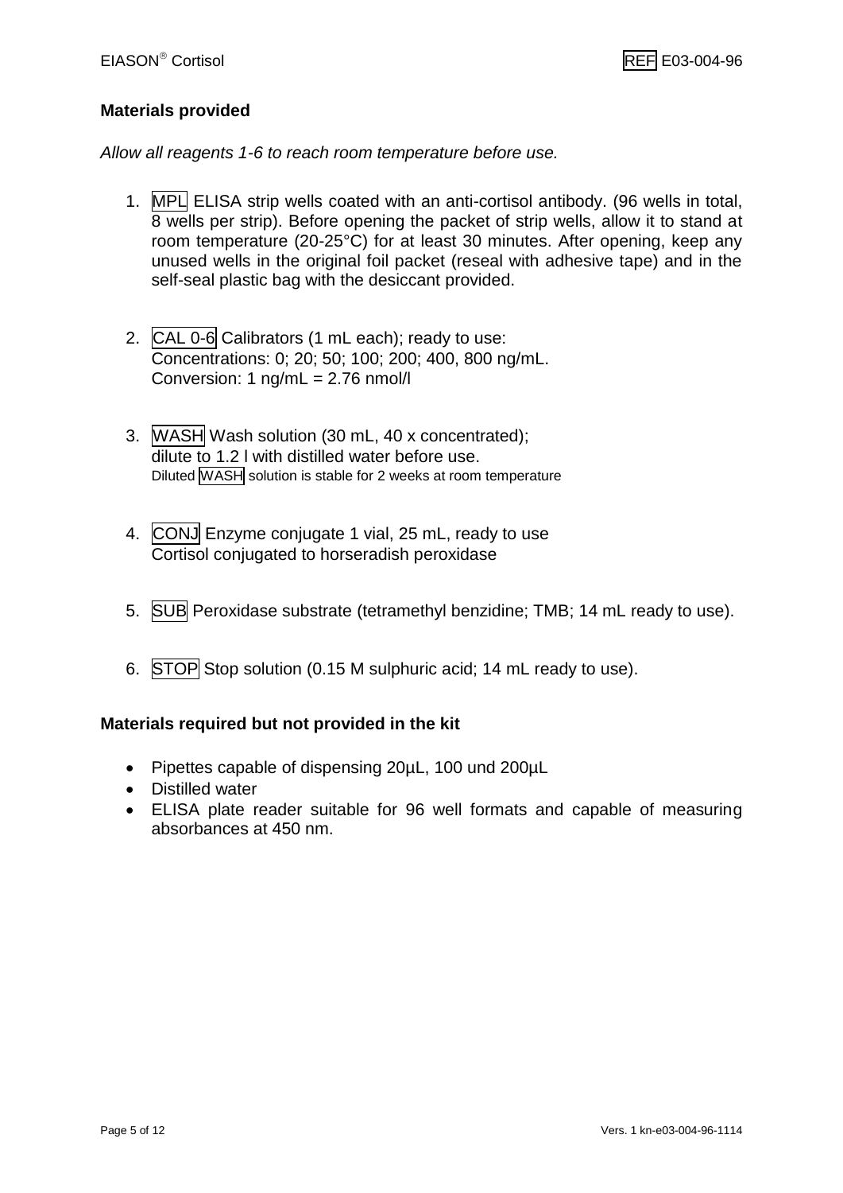## Materials provided

*Allow all reagents 1-6 to reach room temperature before use.*

1. MPL ELISA strip wells coated with an anti-cortisol antibody. (96 wells in total, 8 wells per strip). Before opening the packet of strip wells, allow it to stand at room temperature (20-25°C) for at least 30 minutes. After opening, keep any unused wells in the original foil packet (reseal with adhesive tape) and in the self-seal plastic bag with the desiccant provided.

2. CAL 0-6 Calibrators (1 mL each); ready to use:
   Concentrations: 0; 20; 50; 100; 200; 400, 800 ng/mL.
   Conversion: 1 ng/mL = 2.76 nmol/l

3. WASH Wash solution (30 mL, 40 x concentrated);
   dilute to 1.2 l with distilled water before use.
   Diluted WASH solution is stable for 2 weeks at room temperature

4. CONJ Enzyme conjugate 1 vial, 25 mL, ready to use
   Cortisol conjugated to horseradish peroxidase

5. SUB Peroxidase substrate (tetramethyl benzidine; TMB; 14 mL ready to use).

6. STOP Stop solution (0.15 M sulphuric acid; 14 mL ready to use).

## Materials required but not provided in the kit

- Pipettes capable of dispensing 20µL, 100 und 200µL
- Distilled water
- ELISA plate reader suitable for 96 well formats and capable of measuring absorbances at 450 nm.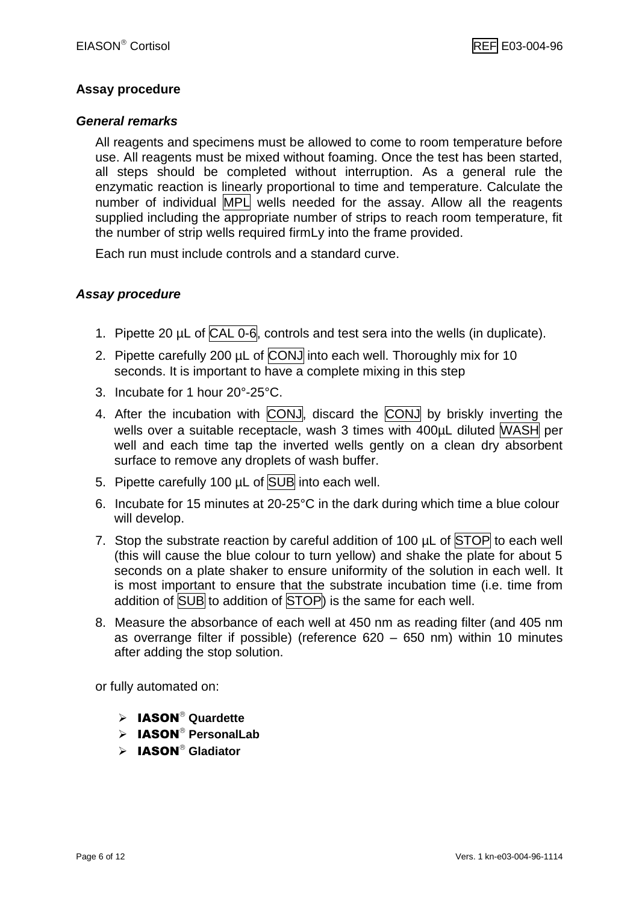## Assay procedure

### *General remarks*

All reagents and specimens must be allowed to come to room temperature before use. All reagents must be mixed without foaming. Once the test has been started, all steps should be completed without interruption. As a general rule the enzymatic reaction is linearly proportional to time and temperature. Calculate the number of individual MPL wells needed for the assay. Allow all the reagents supplied including the appropriate number of strips to reach room temperature, fit the number of strip wells required firmLy into the frame provided.

Each run must include controls and a standard curve.

### *Assay procedure*

1. Pipette 20 µL of CAL 0-6, controls and test sera into the wells (in duplicate).
2. Pipette carefully 200 µL of CONJ into each well. Thoroughly mix for 10 seconds. It is important to have a complete mixing in this step
3. Incubate for 1 hour 20°-25°C.
4. After the incubation with CONJ, discard the CONJ by briskly inverting the wells over a suitable receptacle, wash 3 times with 400µL diluted WASH per well and each time tap the inverted wells gently on a clean dry absorbent surface to remove any droplets of wash buffer.
5. Pipette carefully 100 µL of SUB into each well.
6. Incubate for 15 minutes at 20-25°C in the dark during which time a blue colour will develop.
7. Stop the substrate reaction by careful addition of 100 µL of STOP to each well (this will cause the blue colour to turn yellow) and shake the plate for about 5 seconds on a plate shaker to ensure uniformity of the solution in each well. It is most important to ensure that the substrate incubation time (i.e. time from addition of SUB to addition of STOP) is the same for each well.
8. Measure the absorbance of each well at 450 nm as reading filter (and 405 nm as overrange filter if possible) (reference 620 – 650 nm) within 10 minutes after adding the stop solution.

or fully automated on:

- **IASON® Quardette**
- **IASON® PersonalLab**
- **IASON® Gladiator**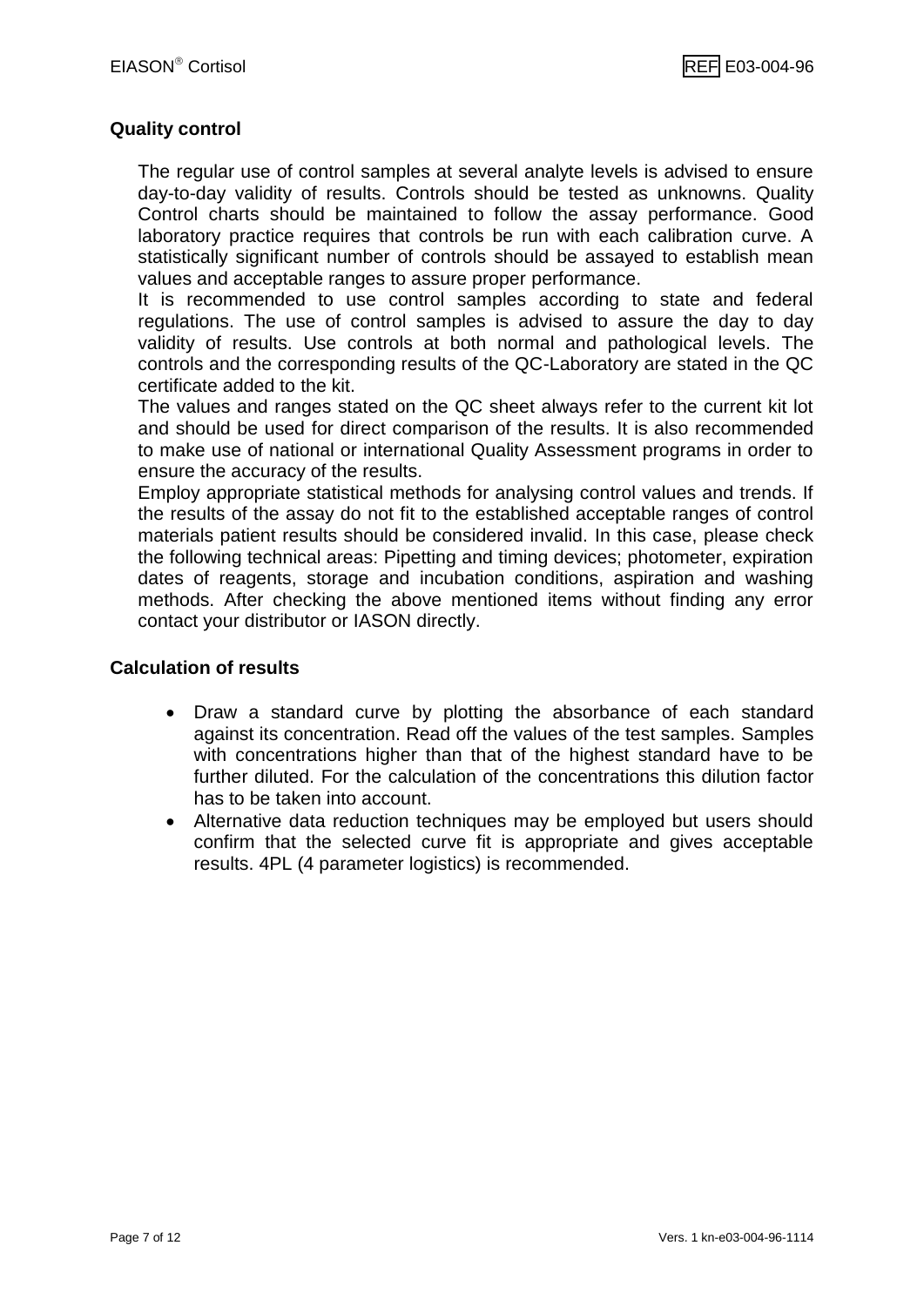## Quality control

The regular use of control samples at several analyte levels is advised to ensure day-to-day validity of results. Controls should be tested as unknowns. Quality Control charts should be maintained to follow the assay performance. Good laboratory practice requires that controls be run with each calibration curve. A statistically significant number of controls should be assayed to establish mean values and acceptable ranges to assure proper performance.
It is recommended to use control samples according to state and federal regulations. The use of control samples is advised to assure the day to day validity of results. Use controls at both normal and pathological levels. The controls and the corresponding results of the QC-Laboratory are stated in the QC certificate added to the kit.
The values and ranges stated on the QC sheet always refer to the current kit lot and should be used for direct comparison of the results. It is also recommended to make use of national or international Quality Assessment programs in order to ensure the accuracy of the results.
Employ appropriate statistical methods for analysing control values and trends. If the results of the assay do not fit to the established acceptable ranges of control materials patient results should be considered invalid. In this case, please check the following technical areas: Pipetting and timing devices; photometer, expiration dates of reagents, storage and incubation conditions, aspiration and washing methods. After checking the above mentioned items without finding any error contact your distributor or IASON directly.

## Calculation of results

- Draw a standard curve by plotting the absorbance of each standard against its concentration. Read off the values of the test samples. Samples with concentrations higher than that of the highest standard have to be further diluted. For the calculation of the concentrations this dilution factor has to be taken into account.
- Alternative data reduction techniques may be employed but users should confirm that the selected curve fit is appropriate and gives acceptable results. 4PL (4 parameter logistics) is recommended.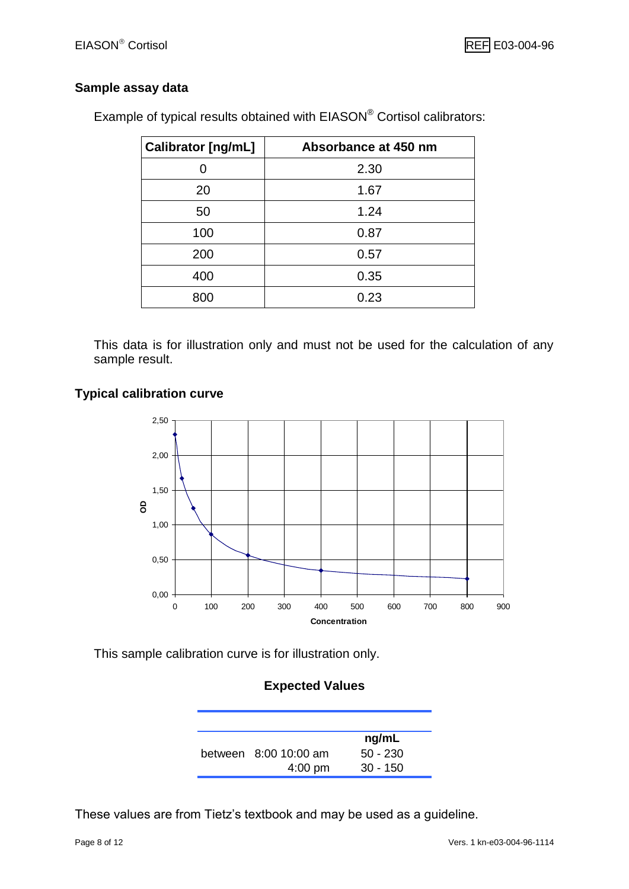## Sample assay data

Example of typical results obtained with EIASON® Cortisol calibrators:

| Calibrator [ng/mL] | Absorbance at 450 nm |
|---|---|
| 0 | 2.30 |
| 20 | 1.67 |
| 50 | 1.24 |
| 100 | 0.87 |
| 200 | 0.57 |
| 400 | 0.35 |
| 800 | 0.23 |

This data is for illustration only and must not be used for the calculation of any sample result.

## Typical calibration curve

This sample calibration curve is for illustration only.

### Expected Values

| | ng/mL |
|---|---|
| between 8:00 10:00 am | 50 - 230 |
| 4:00 pm | 30 - 150 |

These values are from Tietz's textbook and may be used as a guideline.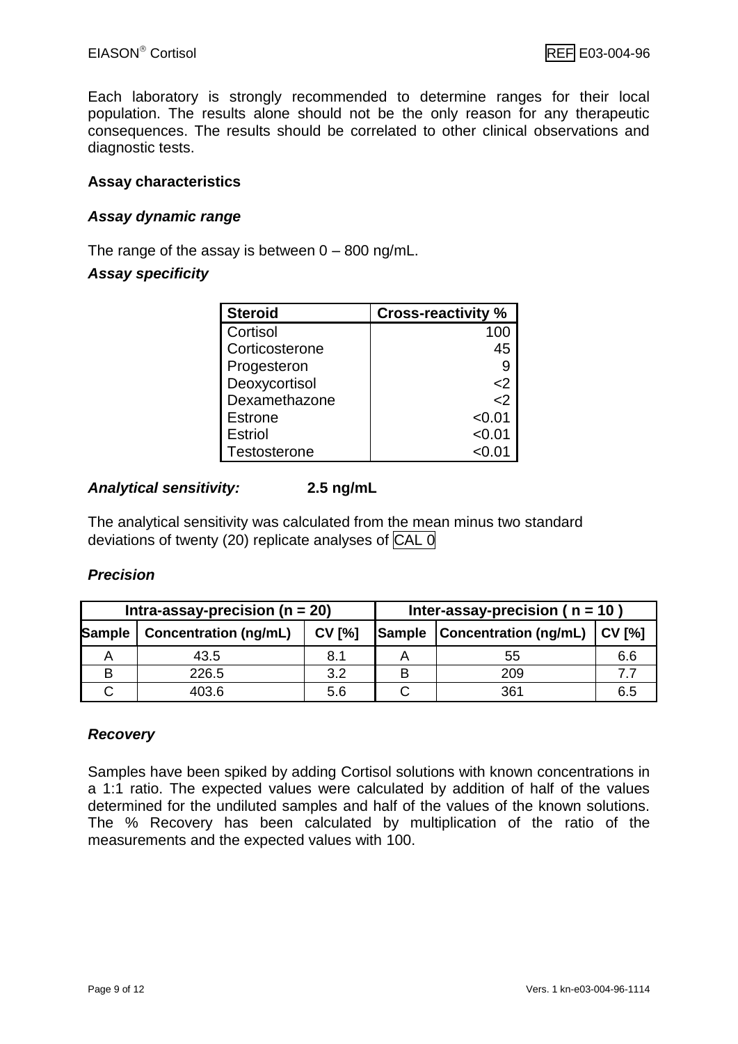Each laboratory is strongly recommended to determine ranges for their local population. The results alone should not be the only reason for any therapeutic consequences. The results should be correlated to other clinical observations and diagnostic tests.

## Assay characteristics

### *Assay dynamic range*

The range of the assay is between 0 – 800 ng/mL.

### *Assay specificity*

| Steroid | Cross-reactivity % |
|---|---|
| Cortisol | 100 |
| Corticosterone | 45 |
| Progesteron | 9 |
| Deoxycortisol | <2 |
| Dexamethazone | <2 |
| Estrone | <0.01 |
| Estriol | <0.01 |
| Testosterone | <0.01 |

### *Analytical sensitivity:* **2.5 ng/mL**

The analytical sensitivity was calculated from the mean minus two standard deviations of twenty (20) replicate analyses of CAL 0

### *Precision*

| Intra-assay-precision (n = 20) | | | Inter-assay-precision ( n = 10 ) | | |
|---|---|---|---|---|---|
| Sample | Concentration (ng/mL) | CV [%] | Sample | Concentration (ng/mL) | CV [%] |
| A | 43.5 | 8.1 | A | 55 | 6.6 |
| B | 226.5 | 3.2 | B | 209 | 7.7 |
| C | 403.6 | 5.6 | C | 361 | 6.5 |

### *Recovery*

Samples have been spiked by adding Cortisol solutions with known concentrations in a 1:1 ratio. The expected values were calculated by addition of half of the values determined for the undiluted samples and half of the values of the known solutions. The % Recovery has been calculated by multiplication of the ratio of the measurements and the expected values with 100.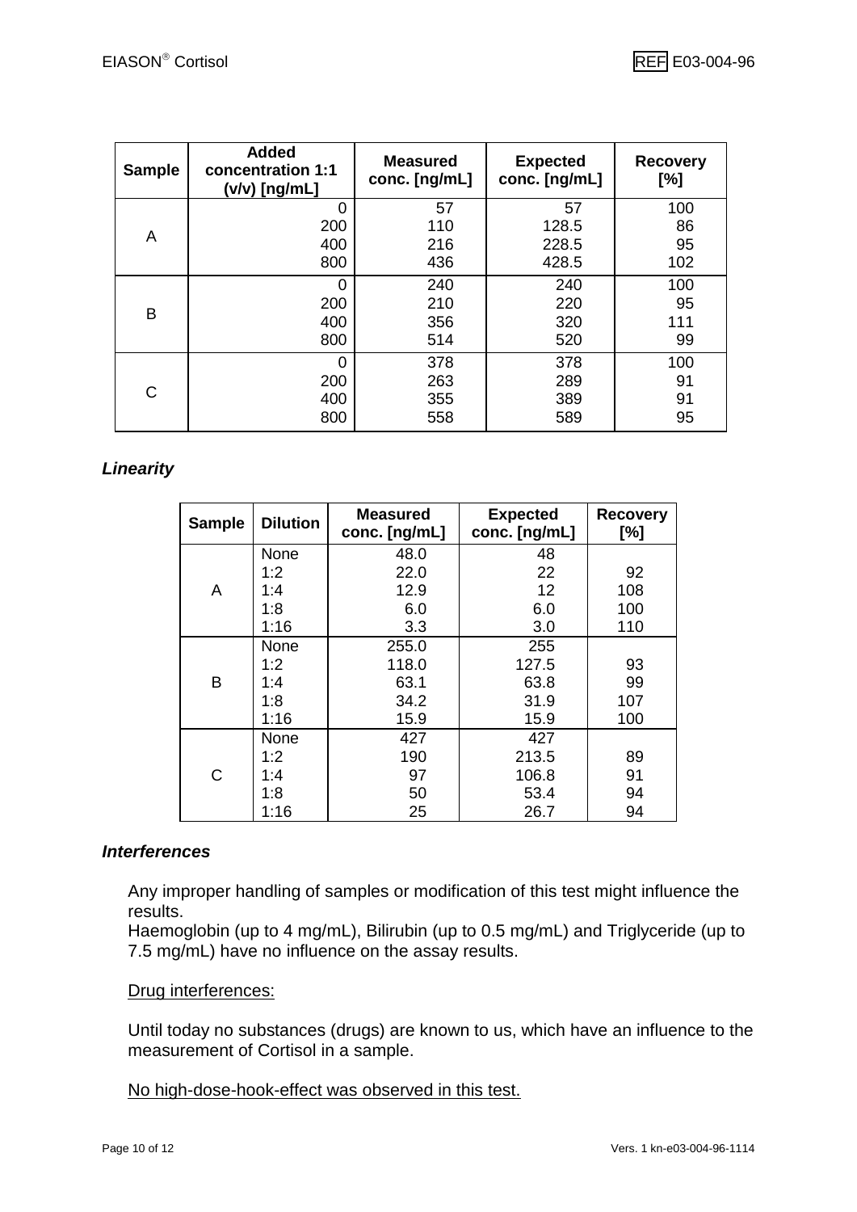| Sample | Added concentration 1:1 (v/v) [ng/mL] | Measured conc. [ng/mL] | Expected conc. [ng/mL] | Recovery [%] |
|---|---|---|---|---|
| A | 0 | 57 | 57 | 100 |
| | 200 | 110 | 128.5 | 86 |
| | 400 | 216 | 228.5 | 95 |
| | 800 | 436 | 428.5 | 102 |
| B | 0 | 240 | 240 | 100 |
| | 200 | 210 | 220 | 95 |
| | 400 | 356 | 320 | 111 |
| | 800 | 514 | 520 | 99 |
| C | 0 | 378 | 378 | 100 |
| | 200 | 263 | 289 | 91 |
| | 400 | 355 | 389 | 91 |
| | 800 | 558 | 589 | 95 |

### *Linearity*

| Sample | Dilution | Measured conc. [ng/mL] | Expected conc. [ng/mL] | Recovery [%] |
|---|---|---|---|---|
| A | None | 48.0 | 48 | |
| | 1:2 | 22.0 | 22 | 92 |
| | 1:4 | 12.9 | 12 | 108 |
| | 1:8 | 6.0 | 6.0 | 100 |
| | 1:16 | 3.3 | 3.0 | 110 |
| B | None | 255.0 | 255 | |
| | 1:2 | 118.0 | 127.5 | 93 |
| | 1:4 | 63.1 | 63.8 | 99 |
| | 1:8 | 34.2 | 31.9 | 107 |
| | 1:16 | 15.9 | 15.9 | 100 |
| C | None | 427 | 427 | |
| | 1:2 | 190 | 213.5 | 89 |
| | 1:4 | 97 | 106.8 | 91 |
| | 1:8 | 50 | 53.4 | 94 |
| | 1:16 | 25 | 26.7 | 94 |

### *Interferences*

Any improper handling of samples or modification of this test might influence the results.
Haemoglobin (up to 4 mg/mL), Bilirubin (up to 0.5 mg/mL) and Triglyceride (up to 7.5 mg/mL) have no influence on the assay results.

Drug interferences:

Until today no substances (drugs) are known to us, which have an influence to the measurement of Cortisol in a sample.

No high-dose-hook-effect was observed in this test.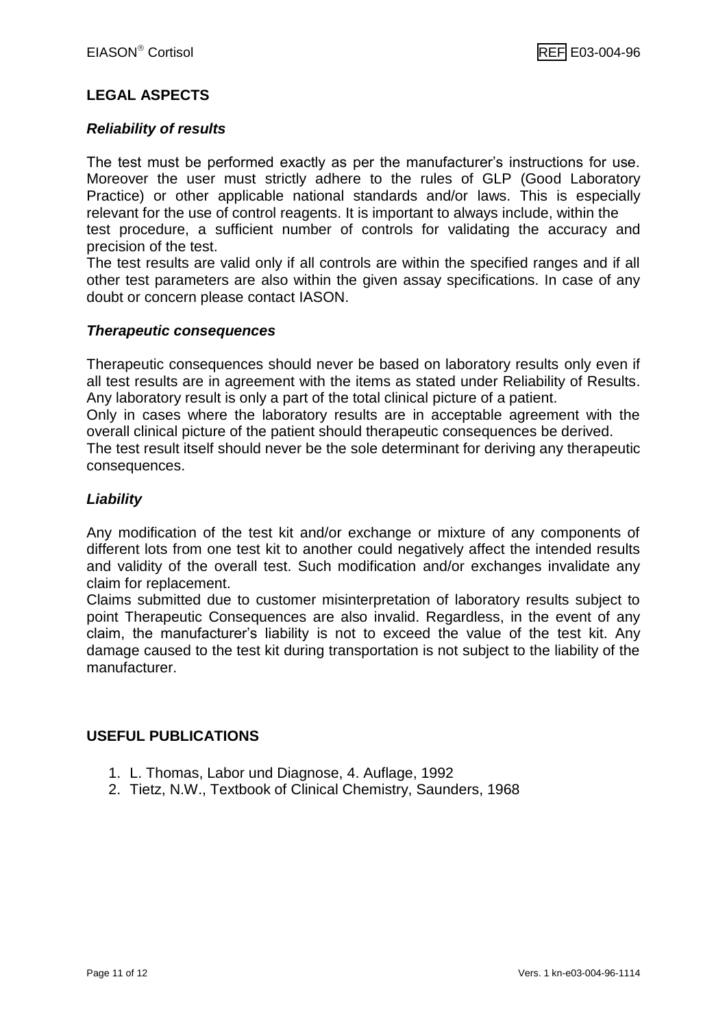## LEGAL ASPECTS

### *Reliability of results*

The test must be performed exactly as per the manufacturer's instructions for use. Moreover the user must strictly adhere to the rules of GLP (Good Laboratory Practice) or other applicable national standards and/or laws. This is especially relevant for the use of control reagents. It is important to always include, within the test procedure, a sufficient number of controls for validating the accuracy and precision of the test.

The test results are valid only if all controls are within the specified ranges and if all other test parameters are also within the given assay specifications. In case of any doubt or concern please contact IASON.

### *Therapeutic consequences*

Therapeutic consequences should never be based on laboratory results only even if all test results are in agreement with the items as stated under Reliability of Results. Any laboratory result is only a part of the total clinical picture of a patient.

Only in cases where the laboratory results are in acceptable agreement with the overall clinical picture of the patient should therapeutic consequences be derived.

The test result itself should never be the sole determinant for deriving any therapeutic consequences.

### *Liability*

Any modification of the test kit and/or exchange or mixture of any components of different lots from one test kit to another could negatively affect the intended results and validity of the overall test. Such modification and/or exchanges invalidate any claim for replacement.

Claims submitted due to customer misinterpretation of laboratory results subject to point Therapeutic Consequences are also invalid. Regardless, in the event of any claim, the manufacturer's liability is not to exceed the value of the test kit. Any damage caused to the test kit during transportation is not subject to the liability of the manufacturer.

## USEFUL PUBLICATIONS

1. L. Thomas, Labor und Diagnose, 4. Auflage, 1992
2. Tietz, N.W., Textbook of Clinical Chemistry, Saunders, 1968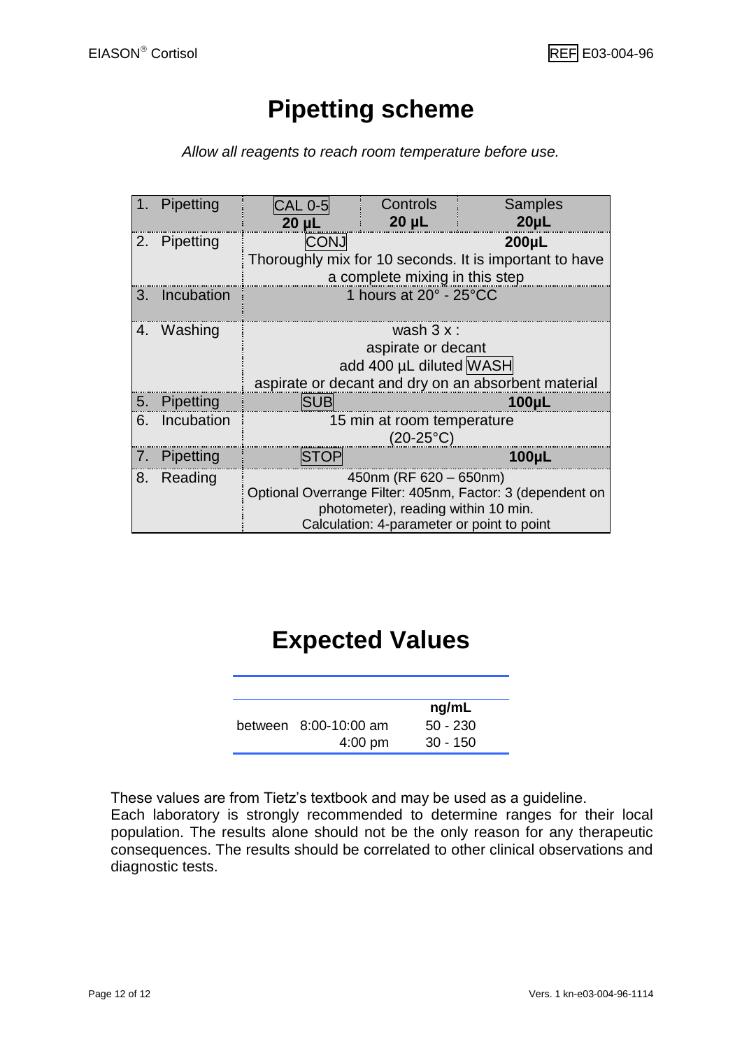# Pipetting scheme

*Allow all reagents to reach room temperature before use.*

| | | | |
|---|---|---|---|
| 1. Pipetting | CAL 0-5<br>**20 µL** | Controls<br>**20 µL** | Samples<br>**20µL** |
| 2. Pipetting | CONJ **200µL**<br>Thoroughly mix for 10 seconds. It is important to have a complete mixing in this step | | |
| 3. Incubation | 1 hours at 20° - 25°CC | | |
| 4. Washing | wash 3 x :<br>aspirate or decant<br>add 400 µL diluted WASH<br>aspirate or decant and dry on an absorbent material | | |
| 5. Pipetting | SUB **100µL** | | |
| 6. Incubation | 15 min at room temperature<br>(20-25°C) | | |
| 7. Pipetting | STOP **100µL** | | |
| 8. Reading | 450nm (RF 620 – 650nm)<br>Optional Overrange Filter: 405nm, Factor: 3 (dependent on photometer), reading within 10 min.<br>Calculation: 4-parameter or point to point | | |

# Expected Values

| | | **ng/mL** |
|---|---|---|
| between | 8:00-10:00 am | 50 - 230 |
| | 4:00 pm | 30 - 150 |

These values are from Tietz's textbook and may be used as a guideline.
Each laboratory is strongly recommended to determine ranges for their local population. The results alone should not be the only reason for any therapeutic consequences. The results should be correlated to other clinical observations and diagnostic tests.